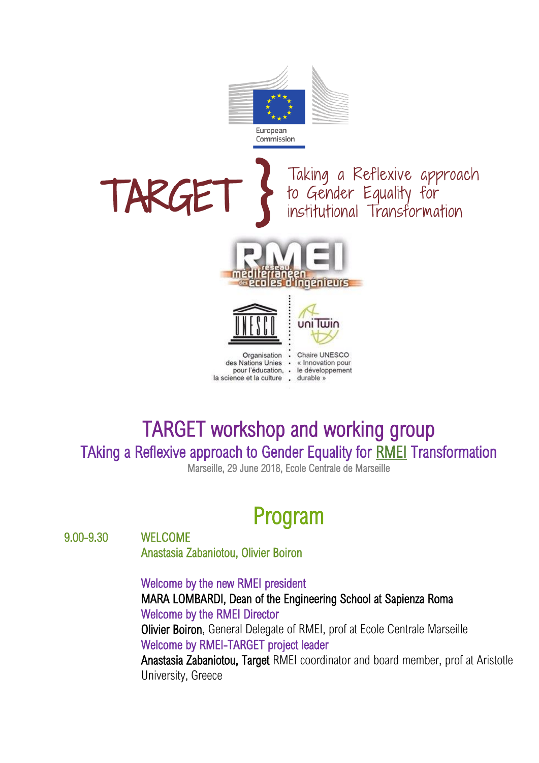European Commission

TARGET } Taking a Reflexive approach to Gender Equality for institutional Transformation

RMEI réseau méditerranéen des écoles d'ingénieurs

Organisation des Nations Unies pour l'éducation, la science et la culture

Chaire UNESCO « Innovation pour le développement durable »

# TARGET workshop and working group

## TAking a Reflexive approach to Gender Equality for RMEI Transformation

Marseille, 29 June 2018, Ecole Centrale de Marseille

# Program

**9.00-9.30** WELCOME

Anastasia Zabaniotou, Olivier Boiron

Welcome by the new RMEI president

**MARA LOMBARDI, Dean of the Engineering School at Sapienza Roma**

Welcome by the RMEI Director

**Olivier Boiron**, General Delegate of RMEI, prof at Ecole Centrale Marseille

Welcome by RMEI-TARGET project leader

**Anastasia Zabaniotou, Target** RMEI coordinator and board member, prof at Aristotle University, Greece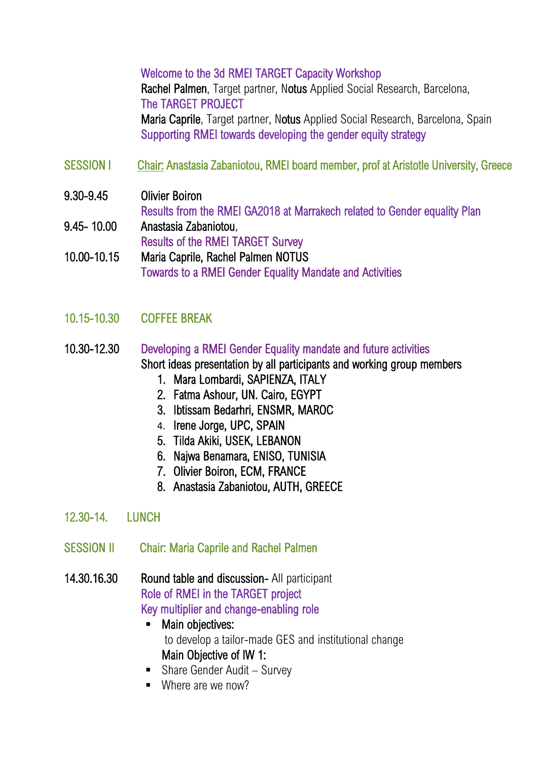Welcome to the 3d RMEI TARGET Capacity Workshop
**Rachel Palmen**, Target partner, **No**tus Applied Social Research, Barcelona,
The TARGET PROJECT
**Maria Caprile**, Target partner, **No**tus Applied Social Research, Barcelona, Spain
Supporting RMEI towards developing the gender equity strategy

SESSION I — Chair: Anastasia Zabaniotou, RMEI board member, prof at Aristotle University, Greece

9.30-9.45 — Olivier Boiron
Results from the RMEI GA2018 at Marrakech related to Gender equality Plan

9.45- 10.00 — Anastasia Zabaniotou,
Results of the RMEI TARGET Survey

10.00-10.15 — Maria Caprile, Rachel Palmen NOTUS
Towards to a RMEI Gender Equality Mandate and Activities

10.15-10.30 — COFFEE BREAK

10.30-12.30 — Developing a RMEI Gender Equality mandate and future activities
Short ideas presentation by all participants and working group members

1. Mara Lombardi, SAPIENZA, ITALY
2. Fatma Ashour, UN. Cairo, EGYPT
3. Ibtissam Bedarhri, ENSMR, MAROC
4. Irene Jorge, UPC, SPAIN
5. Tilda Akiki, USEK, LEBANON
6. Najwa Benamara, ENISO, TUNISIA
7. Olivier Boiron, ECM, FRANCE
8. Anastasia Zabaniotou, AUTH, GREECE

12.30-14. — LUNCH

SESSION II — Chair: Maria Caprile and Rachel Palmen

14.30.16.30 — Round table and discussion- All participant
Role of RMEI in the TARGET project
Key multiplier and change-enabling role

- Main objectives:
  to develop a tailor-made GES and institutional change
  Main Objective of IW 1:
- Share Gender Audit – Survey
- Where are we now?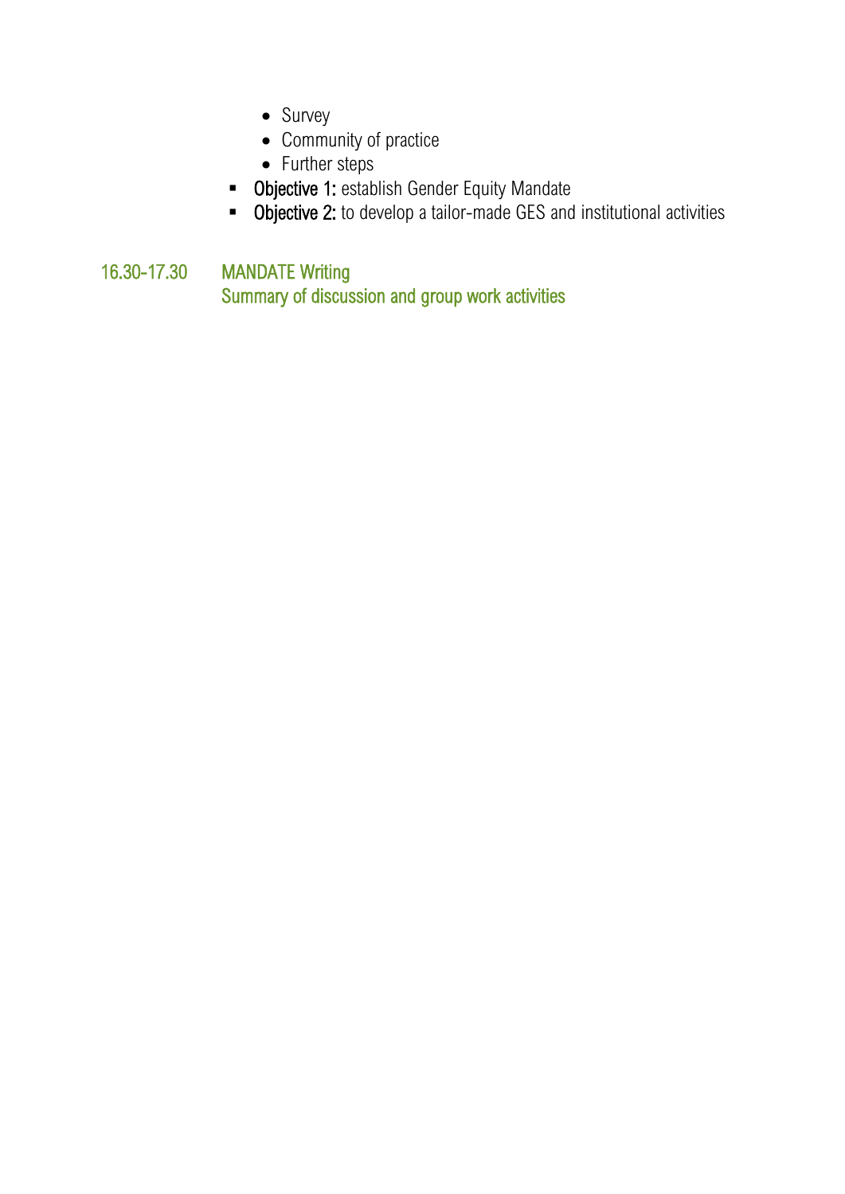- Survey
  - Community of practice
  - Further steps
- **Objective 1:** establish Gender Equity Mandate
- **Objective 2:** to develop a tailor-made GES and institutional activities

16.30-17.30 MANDATE Writing
Summary of discussion and group work activities